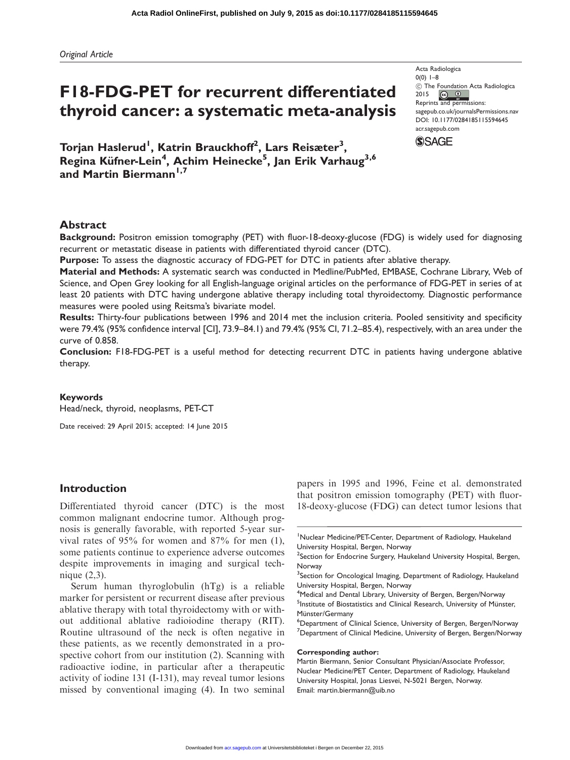*Original Article*

# F18-FDG-PET for recurrent differentiated thyroid cancer: a systematic meta-analysis

**Torjan Haslerud[1], Katrin Brauckhoff[2], Lars Reisæter[3], Regina Küfner-Lein[4], Achim Heinecke[5], Jan Erik Varhaug[3,6] and Martin Biermann[1,7]**

## Abstract

**Background:** Positron emission tomography (PET) with fluor-18-deoxy-glucose (FDG) is widely used for diagnosing recurrent or metastatic disease in patients with differentiated thyroid cancer (DTC).

**Purpose:** To assess the diagnostic accuracy of FDG-PET for DTC in patients after ablative therapy.

**Material and Methods:** A systematic search was conducted in Medline/PubMed, EMBASE, Cochrane Library, Web of Science, and Open Grey looking for all English-language original articles on the performance of FDG-PET in series of at least 20 patients with DTC having undergone ablative therapy including total thyroidectomy. Diagnostic performance measures were pooled using Reitsma's bivariate model.

**Results:** Thirty-four publications between 1996 and 2014 met the inclusion criteria. Pooled sensitivity and specificity were 79.4% (95% confidence interval [CI], 73.9–84.1) and 79.4% (95% CI, 71.2–85.4), respectively, with an area under the curve of 0.858.

**Conclusion:** F18-FDG-PET is a useful method for detecting recurrent DTC in patients having undergone ablative therapy.

### Keywords

Head/neck, thyroid, neoplasms, PET-CT

Date received: 29 April 2015; accepted: 14 June 2015

## Introduction

Differentiated thyroid cancer (DTC) is the most common malignant endocrine tumor. Although prognosis is generally favorable, with reported 5-year survival rates of 95% for women and 87% for men (1), some patients continue to experience adverse outcomes despite improvements in imaging and surgical technique (2,3).

Serum human thyroglobulin (hTg) is a reliable marker for persistent or recurrent disease after previous ablative therapy with total thyroidectomy with or without additional ablative radioiodine therapy (RIT). Routine ultrasound of the neck is often negative in these patients, as we recently demonstrated in a prospective cohort from our institution (2). Scanning with radioactive iodine, in particular after a therapeutic activity of iodine 131 (I-131), may reveal tumor lesions missed by conventional imaging (4). In two seminal papers in 1995 and 1996, Feine et al. demonstrated that positron emission tomography (PET) with fluor-18-deoxy-glucose (FDG) can detect tumor lesions that

[1]Nuclear Medicine/PET-Center, Department of Radiology, Haukeland University Hospital, Bergen, Norway
[2]Section for Endocrine Surgery, Haukeland University Hospital, Bergen, Norway
[3]Section for Oncological Imaging, Department of Radiology, Haukeland University Hospital, Bergen, Norway
[4]Medical and Dental Library, University of Bergen, Bergen/Norway
[5]Institute of Biostatistics and Clinical Research, University of Münster, Münster/Germany
[6]Department of Clinical Science, University of Bergen, Bergen/Norway
[7]Department of Clinical Medicine, University of Bergen, Bergen/Norway

**Corresponding author:**
Martin Biermann, Senior Consultant Physician/Associate Professor, Nuclear Medicine/PET Center, Department of Radiology, Haukeland University Hospital, Jonas Liesvei, N-5021 Bergen, Norway.
Email: martin.biermann@uib.no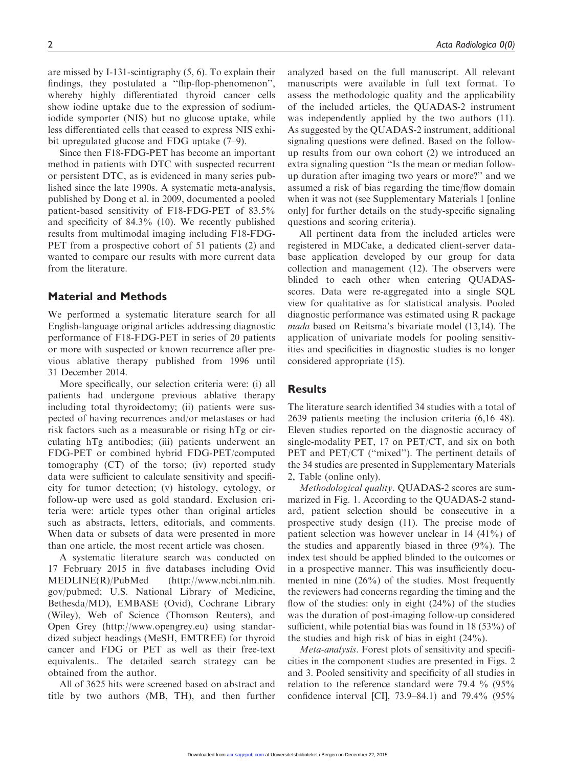are missed by I-131-scintigraphy (5, 6). To explain their findings, they postulated a "flip-flop-phenomenon", whereby highly differentiated thyroid cancer cells show iodine uptake due to the expression of sodium-iodide symporter (NIS) but no glucose uptake, while less differentiated cells that ceased to express NIS exhibit upregulated glucose and FDG uptake (7–9).

Since then F18-FDG-PET has become an important method in patients with DTC with suspected recurrent or persistent DTC, as is evidenced in many series published since the late 1990s. A systematic meta-analysis, published by Dong et al. in 2009, documented a pooled patient-based sensitivity of F18-FDG-PET of 83.5% and specificity of 84.3% (10). We recently published results from multimodal imaging including F18-FDG-PET from a prospective cohort of 51 patients (2) and wanted to compare our results with more current data from the literature.

## Material and Methods

We performed a systematic literature search for all English-language original articles addressing diagnostic performance of F18-FDG-PET in series of 20 patients or more with suspected or known recurrence after previous ablative therapy published from 1996 until 31 December 2014.

More specifically, our selection criteria were: (i) all patients had undergone previous ablative therapy including total thyroidectomy; (ii) patients were suspected of having recurrences and/or metastases or had risk factors such as a measurable or rising hTg or circulating hTg antibodies; (iii) patients underwent an FDG-PET or combined hybrid FDG-PET/computed tomography (CT) of the torso; (iv) reported study data were sufficient to calculate sensitivity and specificity for tumor detection; (v) histology, cytology, or follow-up were used as gold standard. Exclusion criteria were: article types other than original articles such as abstracts, letters, editorials, and comments. When data or subsets of data were presented in more than one article, the most recent article was chosen.

A systematic literature search was conducted on 17 February 2015 in five databases including Ovid MEDLINE(R)/PubMed (http://www.ncbi.nlm.nih.gov/pubmed; U.S. National Library of Medicine, Bethesda/MD), EMBASE (Ovid), Cochrane Library (Wiley), Web of Science (Thomson Reuters), and Open Grey (http://www.opengrey.eu) using standardized subject headings (MeSH, EMTREE) for thyroid cancer and FDG or PET as well as their free-text equivalents.. The detailed search strategy can be obtained from the author.

All of 3625 hits were screened based on abstract and title by two authors (MB, TH), and then further analyzed based on the full manuscript. All relevant manuscripts were available in full text format. To assess the methodologic quality and the applicability of the included articles, the QUADAS-2 instrument was independently applied by the two authors (11). As suggested by the QUADAS-2 instrument, additional signaling questions were defined. Based on the follow-up results from our own cohort (2) we introduced an extra signaling question "Is the mean or median follow-up duration after imaging two years or more?" and we assumed a risk of bias regarding the time/flow domain when it was not (see Supplementary Materials 1 [online only] for further details on the study-specific signaling questions and scoring criteria).

All pertinent data from the included articles were registered in MDCake, a dedicated client-server database application developed by our group for data collection and management (12). The observers were blinded to each other when entering QUADAS-scores. Data were re-aggregated into a single SQL view for qualitative as for statistical analysis. Pooled diagnostic performance was estimated using R package *mada* based on Reitsma's bivariate model (13,14). The application of univariate models for pooling sensitivities and specificities in diagnostic studies is no longer considered appropriate (15).

## Results

The literature search identified 34 studies with a total of 2639 patients meeting the inclusion criteria (6,16–48). Eleven studies reported on the diagnostic accuracy of single-modality PET, 17 on PET/CT, and six on both PET and PET/CT ("mixed"). The pertinent details of the 34 studies are presented in Supplementary Materials 2, Table (online only).

*Methodological quality*. QUADAS-2 scores are summarized in Fig. 1. According to the QUADAS-2 standard, patient selection should be consecutive in a prospective study design (11). The precise mode of patient selection was however unclear in 14 (41%) of the studies and apparently biased in three (9%). The index test should be applied blinded to the outcomes or in a prospective manner. This was insufficiently documented in nine (26%) of the studies. Most frequently the reviewers had concerns regarding the timing and the flow of the studies: only in eight (24%) of the studies was the duration of post-imaging follow-up considered sufficient, while potential bias was found in 18 (53%) of the studies and high risk of bias in eight (24%).

*Meta-analysis*. Forest plots of sensitivity and specificities in the component studies are presented in Figs. 2 and 3. Pooled sensitivity and specificity of all studies in relation to the reference standard were 79.4 % (95% confidence interval [CI], 73.9–84.1) and 79.4% (95%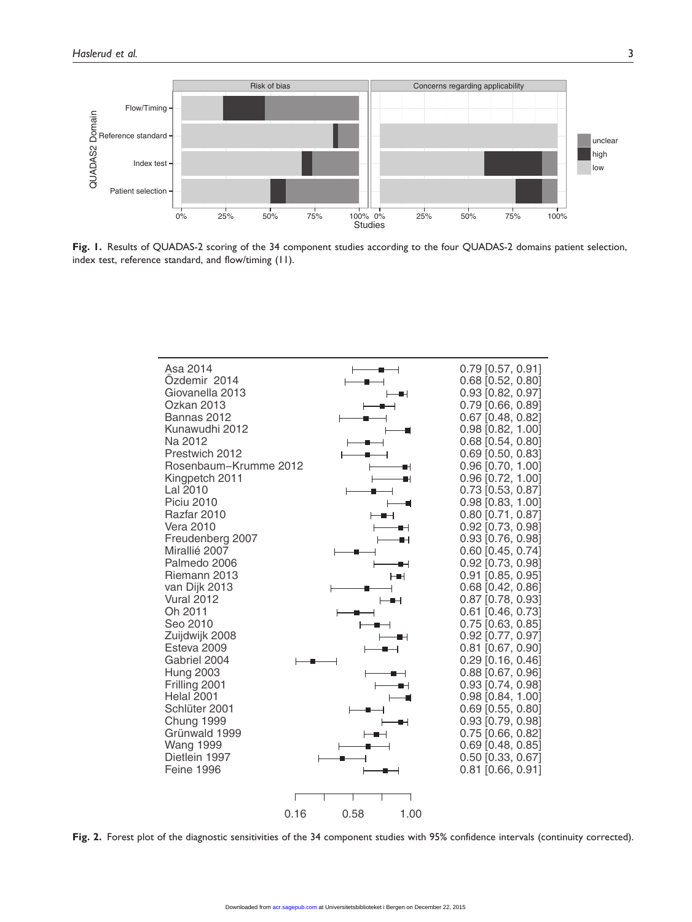Risk of bias

Concerns regarding applicability

QUADAS2 Domain

Flow/Timing

Reference standard

Index test

Patient selection

0%

25%

50%

75%

100%

Studies

unclear

high

low

**Fig. 1.** Results of QUADAS-2 scoring of the 34 component studies according to the four QUADAS-2 domains patient selection, index test, reference standard, and flow/timing (11).

Asa 2014 0.79 [0.57, 0.91]
Özdemir 2014 0.68 [0.52, 0.80]
Giovanella 2013 0.93 [0.82, 0.97]
Ozkan 2013 0.79 [0.66, 0.89]
Bannas 2012 0.67 [0.48, 0.82]
Kunawudhi 2012 0.98 [0.82, 1.00]
Na 2012 0.68 [0.54, 0.80]
Prestwich 2012 0.69 [0.50, 0.83]
Rosenbaum–Krumme 2012 0.96 [0.70, 1.00]
Kingpetch 2011 0.96 [0.72, 1.00]
Lal 2010 0.73 [0.53, 0.87]
Piciu 2010 0.98 [0.83, 1.00]
Razfar 2010 0.80 [0.71, 0.87]
Vera 2010 0.92 [0.73, 0.98]
Freudenberg 2007 0.93 [0.76, 0.98]
Mirallié 2007 0.60 [0.45, 0.74]
Palmedo 2006 0.92 [0.73, 0.98]
Riemann 2013 0.91 [0.85, 0.95]
van Dijk 2013 0.68 [0.42, 0.86]
Vural 2012 0.87 [0.78, 0.93]
Oh 2011 0.61 [0.46, 0.73]
Seo 2010 0.75 [0.63, 0.85]
Zuijdwijk 2008 0.92 [0.77, 0.97]
Esteva 2009 0.81 [0.67, 0.90]
Gabriel 2004 0.29 [0.16, 0.46]
Hung 2003 0.88 [0.67, 0.96]
Frilling 2001 0.93 [0.74, 0.98]
Helal 2001 0.98 [0.84, 1.00]
Schlüter 2001 0.69 [0.55, 0.80]
Chung 1999 0.93 [0.79, 0.98]
Grünwald 1999 0.75 [0.66, 0.82]
Wang 1999 0.69 [0.48, 0.85]
Dietlein 1997 0.50 [0.33, 0.67]
Feine 1996 0.81 [0.66, 0.91]

0.16 0.58 1.00

**Fig. 2.** Forest plot of the diagnostic sensitivities of the 34 component studies with 95% confidence intervals (continuity corrected).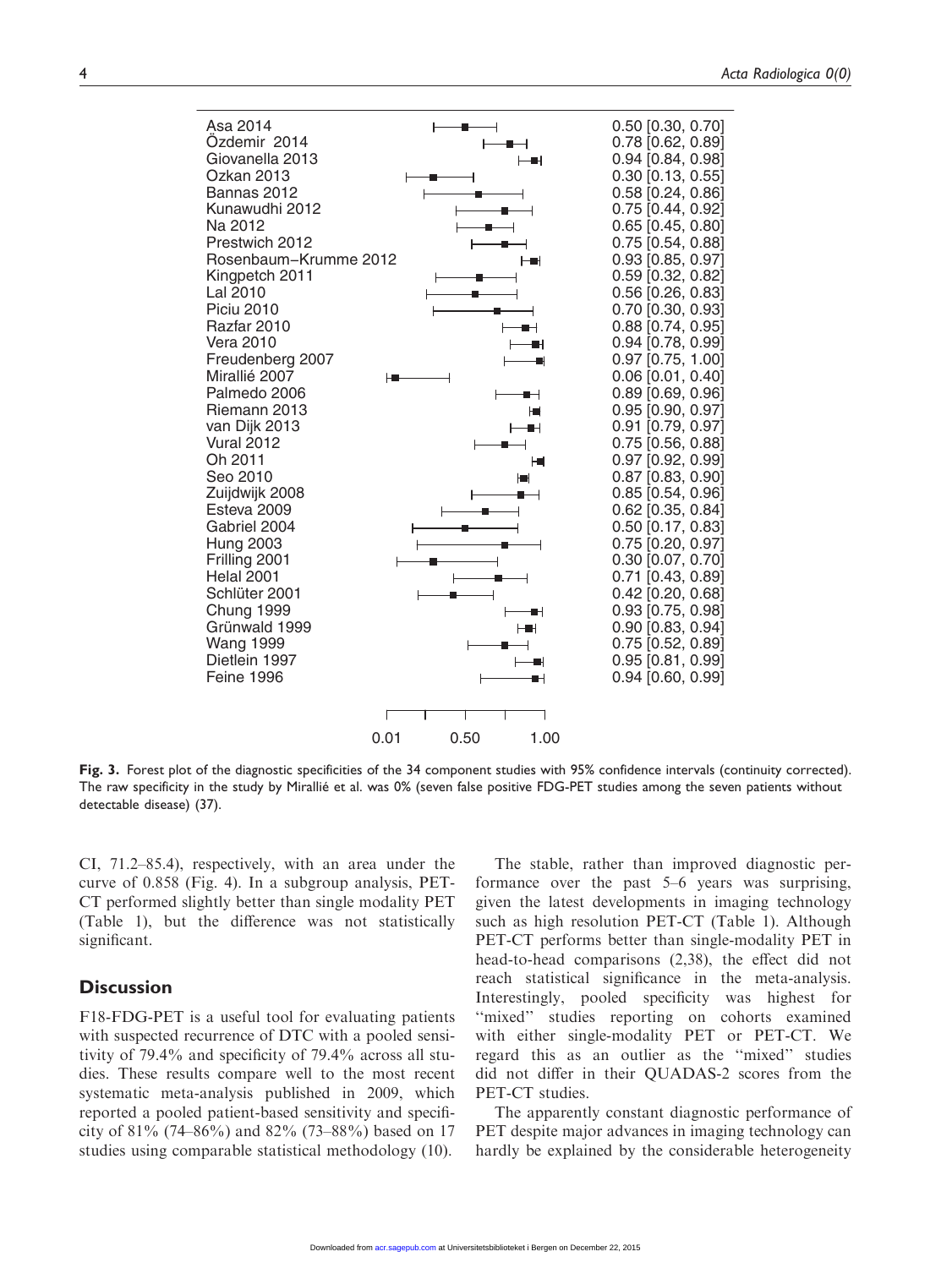Asa 2014 0.50 [0.30, 0.70]
Özdemir 2014 0.78 [0.62, 0.89]
Giovanella 2013 0.94 [0.84, 0.98]
Ozkan 2013 0.30 [0.13, 0.55]
Bannas 2012 0.58 [0.24, 0.86]
Kunawudhi 2012 0.75 [0.44, 0.92]
Na 2012 0.65 [0.45, 0.80]
Prestwich 2012 0.75 [0.54, 0.88]
Rosenbaum–Krumme 2012 0.93 [0.85, 0.97]
Kingpetch 2011 0.59 [0.32, 0.82]
Lal 2010 0.56 [0.26, 0.83]
Piciu 2010 0.70 [0.30, 0.93]
Razfar 2010 0.88 [0.74, 0.95]
Vera 2010 0.94 [0.78, 0.99]
Freudenberg 2007 0.97 [0.75, 1.00]
Mirallié 2007 0.06 [0.01, 0.40]
Palmedo 2006 0.89 [0.69, 0.96]
Riemann 2013 0.95 [0.90, 0.97]
van Dijk 2013 0.91 [0.79, 0.97]
Vural 2012 0.75 [0.56, 0.88]
Oh 2011 0.97 [0.92, 0.99]
Seo 2010 0.87 [0.83, 0.90]
Zuijdwijk 2008 0.85 [0.54, 0.96]
Esteva 2009 0.62 [0.35, 0.84]
Gabriel 2004 0.50 [0.17, 0.83]
Hung 2003 0.75 [0.20, 0.97]
Frilling 2001 0.30 [0.07, 0.70]
Helal 2001 0.71 [0.43, 0.89]
Schlüter 2001 0.42 [0.20, 0.68]
Chung 1999 0.93 [0.75, 0.98]
Grünwald 1999 0.90 [0.83, 0.94]
Wang 1999 0.75 [0.52, 0.89]
Dietlein 1997 0.95 [0.81, 0.99]
Feine 1996 0.94 [0.60, 0.99]

0.01 0.50 1.00

**Fig. 3.** Forest plot of the diagnostic specificities of the 34 component studies with 95% confidence intervals (continuity corrected). The raw specificity in the study by Mirallié et al. was 0% (seven false positive FDG-PET studies among the seven patients without detectable disease) (37).

CI, 71.2–85.4), respectively, with an area under the curve of 0.858 (Fig. 4). In a subgroup analysis, PET-CT performed slightly better than single modality PET (Table 1), but the difference was not statistically significant.

## Discussion

F18-FDG-PET is a useful tool for evaluating patients with suspected recurrence of DTC with a pooled sensitivity of 79.4% and specificity of 79.4% across all studies. These results compare well to the most recent systematic meta-analysis published in 2009, which reported a pooled patient-based sensitivity and specificity of 81% (74–86%) and 82% (73–88%) based on 17 studies using comparable statistical methodology (10).

The stable, rather than improved diagnostic performance over the past 5–6 years was surprising, given the latest developments in imaging technology such as high resolution PET-CT (Table 1). Although PET-CT performs better than single-modality PET in head-to-head comparisons (2,38), the effect did not reach statistical significance in the meta-analysis. Interestingly, pooled specificity was highest for "mixed" studies reporting on cohorts examined with either single-modality PET or PET-CT. We regard this as an outlier as the "mixed" studies did not differ in their QUADAS-2 scores from the PET-CT studies.

The apparently constant diagnostic performance of PET despite major advances in imaging technology can hardly be explained by the considerable heterogeneity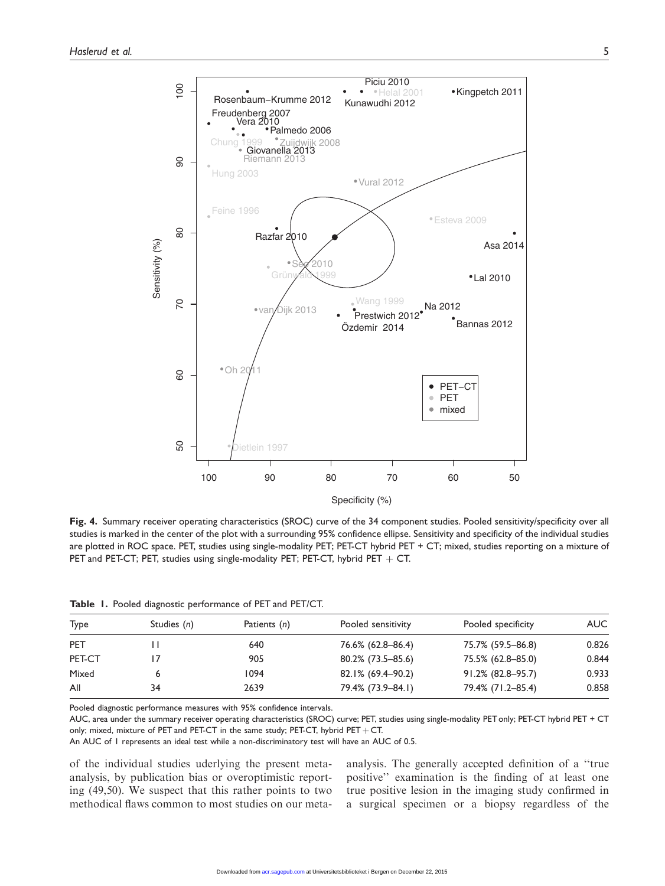Piciu 2010

Rosenbaum–Krumme 2012

Helal 2001

Kingpetch 2011

Kunawudhi 2012

Freudenberg 2007

Vera 2010

Palmedo 2006

Chung 1999

Zuijdwijk 2008

Giovanella 2013

Riemann 2013

Hung 2003

Vural 2012

Feine 1996

Esteva 2009

Razfar 2010

Asa 2014

See 2010

Grünwald 1999

Lal 2010

Wang 1999

Na 2012

van Dijk 2013

Prestwich 2012

Özdemir 2014

Bannas 2012

Oh 2011

Dietlein 1997

PET–CT

PET

mixed

Sensitivity (%)

100 90 80 70 60 50

Specificity (%)

100 90 80 70 60 50

**Fig. 4.** Summary receiver operating characteristics (SROC) curve of the 34 component studies. Pooled sensitivity/specificity over all studies is marked in the center of the plot with a surrounding 95% confidence ellipse. Sensitivity and specificity of the individual studies are plotted in ROC space. PET, studies using single-modality PET; PET-CT hybrid PET + CT; mixed, studies reporting on a mixture of PET and PET-CT; PET, studies using single-modality PET; PET-CT, hybrid PET + CT.

**Table 1.** Pooled diagnostic performance of PET and PET/CT.

| Type | Studies (*n*) | Patients (*n*) | Pooled sensitivity | Pooled specificity | AUC |
|---|---|---|---|---|---|
| PET | 11 | 640 | 76.6% (62.8–86.4) | 75.7% (59.5–86.8) | 0.826 |
| PET-CT | 17 | 905 | 80.2% (73.5–85.6) | 75.5% (62.8–85.0) | 0.844 |
| Mixed | 6 | 1094 | 82.1% (69.4–90.2) | 91.2% (82.8–95.7) | 0.933 |
| All | 34 | 2639 | 79.4% (73.9–84.1) | 79.4% (71.2–85.4) | 0.858 |

Pooled diagnostic performance measures with 95% confidence intervals.

AUC, area under the summary receiver operating characteristics (SROC) curve; PET, studies using single-modality PET only; PET-CT hybrid PET + CT only; mixed, mixture of PET and PET-CT in the same study; PET-CT, hybrid PET + CT.

An AUC of 1 represents an ideal test while a non-discriminatory test will have an AUC of 0.5.

of the individual studies underlying the present meta-analysis, by publication bias or overoptimistic reporting (49,50). We suspect that this rather points to two methodical flaws common to most studies on our meta-analysis. The generally accepted definition of a "true positive" examination is the finding of at least one true positive lesion in the imaging study confirmed in a surgical specimen or a biopsy regardless of the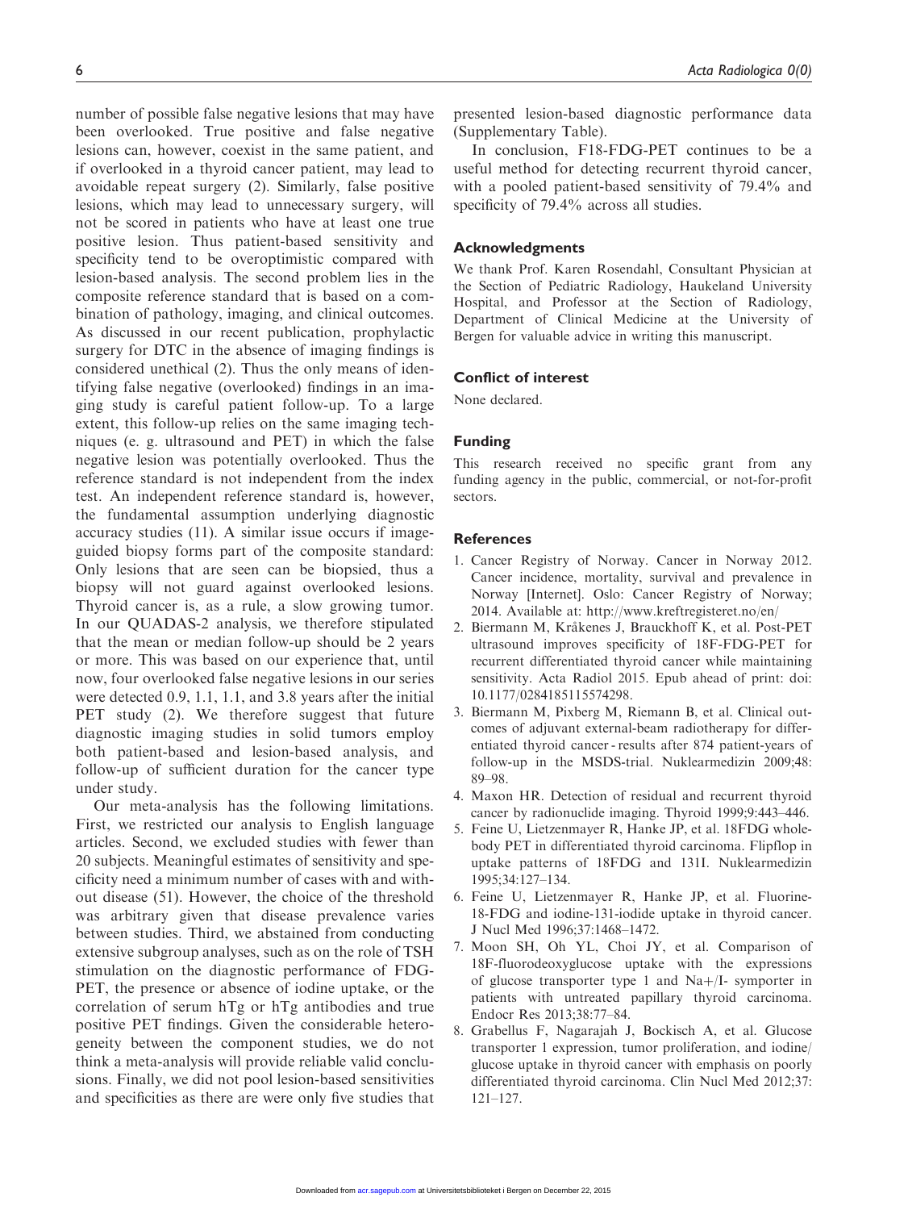number of possible false negative lesions that may have been overlooked. True positive and false negative lesions can, however, coexist in the same patient, and if overlooked in a thyroid cancer patient, may lead to avoidable repeat surgery (2). Similarly, false positive lesions, which may lead to unnecessary surgery, will not be scored in patients who have at least one true positive lesion. Thus patient-based sensitivity and specificity tend to be overoptimistic compared with lesion-based analysis. The second problem lies in the composite reference standard that is based on a combination of pathology, imaging, and clinical outcomes. As discussed in our recent publication, prophylactic surgery for DTC in the absence of imaging findings is considered unethical (2). Thus the only means of identifying false negative (overlooked) findings in an imaging study is careful patient follow-up. To a large extent, this follow-up relies on the same imaging techniques (e. g. ultrasound and PET) in which the false negative lesion was potentially overlooked. Thus the reference standard is not independent from the index test. An independent reference standard is, however, the fundamental assumption underlying diagnostic accuracy studies (11). A similar issue occurs if image-guided biopsy forms part of the composite standard: Only lesions that are seen can be biopsied, thus a biopsy will not guard against overlooked lesions. Thyroid cancer is, as a rule, a slow growing tumor. In our QUADAS-2 analysis, we therefore stipulated that the mean or median follow-up should be 2 years or more. This was based on our experience that, until now, four overlooked false negative lesions in our series were detected 0.9, 1.1, 1.1, and 3.8 years after the initial PET study (2). We therefore suggest that future diagnostic imaging studies in solid tumors employ both patient-based and lesion-based analysis, and follow-up of sufficient duration for the cancer type under study.

Our meta-analysis has the following limitations. First, we restricted our analysis to English language articles. Second, we excluded studies with fewer than 20 subjects. Meaningful estimates of sensitivity and specificity need a minimum number of cases with and without disease (51). However, the choice of the threshold was arbitrary given that disease prevalence varies between studies. Third, we abstained from conducting extensive subgroup analyses, such as on the role of TSH stimulation on the diagnostic performance of FDG-PET, the presence or absence of iodine uptake, or the correlation of serum hTg or hTg antibodies and true positive PET findings. Given the considerable heterogeneity between the component studies, we do not think a meta-analysis will provide reliable valid conclusions. Finally, we did not pool lesion-based sensitivities and specificities as there are were only five studies that presented lesion-based diagnostic performance data (Supplementary Table).

In conclusion, F18-FDG-PET continues to be a useful method for detecting recurrent thyroid cancer, with a pooled patient-based sensitivity of 79.4% and specificity of 79.4% across all studies.

## Acknowledgments

We thank Prof. Karen Rosendahl, Consultant Physician at the Section of Pediatric Radiology, Haukeland University Hospital, and Professor at the Section of Radiology, Department of Clinical Medicine at the University of Bergen for valuable advice in writing this manuscript.

## Conflict of interest

None declared.

## Funding

This research received no specific grant from any funding agency in the public, commercial, or not-for-profit sectors.

## References

1. Cancer Registry of Norway. Cancer in Norway 2012. Cancer incidence, mortality, survival and prevalence in Norway [Internet]. Oslo: Cancer Registry of Norway; 2014. Available at: http://www.kreftregisteret.no/en/
2. Biermann M, Kråkenes J, Brauckhoff K, et al. Post-PET ultrasound improves specificity of 18F-FDG-PET for recurrent differentiated thyroid cancer while maintaining sensitivity. Acta Radiol 2015. Epub ahead of print: doi: 10.1177/0284185115574298.
3. Biermann M, Pixberg M, Riemann B, et al. Clinical outcomes of adjuvant external-beam radiotherapy for differentiated thyroid cancer - results after 874 patient-years of follow-up in the MSDS-trial. Nuklearmedizin 2009;48: 89–98.
4. Maxon HR. Detection of residual and recurrent thyroid cancer by radionuclide imaging. Thyroid 1999;9:443–446.
5. Feine U, Lietzenmayer R, Hanke JP, et al. 18FDG whole-body PET in differentiated thyroid carcinoma. Flipflop in uptake patterns of 18FDG and 131I. Nuklearmedizin 1995;34:127–134.
6. Feine U, Lietzenmayer R, Hanke JP, et al. Fluorine-18-FDG and iodine-131-iodide uptake in thyroid cancer. J Nucl Med 1996;37:1468–1472.
7. Moon SH, Oh YL, Choi JY, et al. Comparison of 18F-fluorodeoxyglucose uptake with the expressions of glucose transporter type 1 and Na+/I- symporter in patients with untreated papillary thyroid carcinoma. Endocr Res 2013;38:77–84.
8. Grabellus F, Nagarajah J, Bockisch A, et al. Glucose transporter 1 expression, tumor proliferation, and iodine/glucose uptake in thyroid cancer with emphasis on poorly differentiated thyroid carcinoma. Clin Nucl Med 2012;37: 121–127.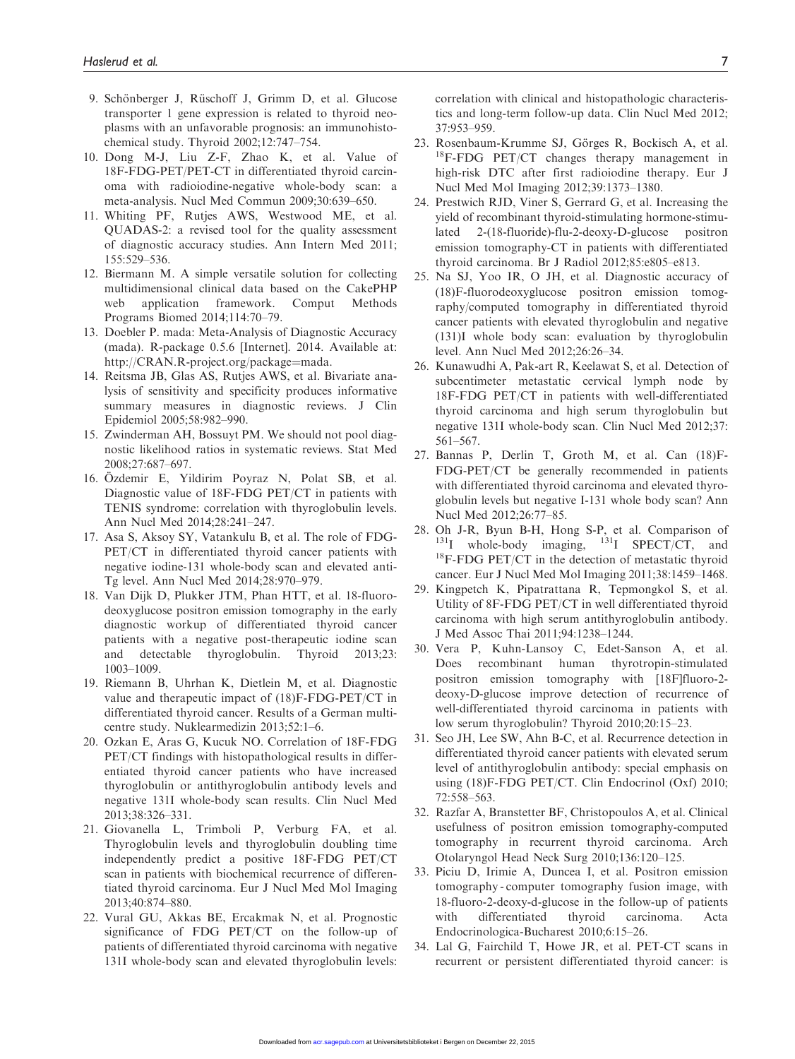9. Schönberger J, Rüschoff J, Grimm D, et al. Glucose transporter 1 gene expression is related to thyroid neoplasms with an unfavorable prognosis: an immunohistochemical study. Thyroid 2002;12:747–754.
10. Dong M-J, Liu Z-F, Zhao K, et al. Value of 18F-FDG-PET/PET-CT in differentiated thyroid carcinoma with radioiodine-negative whole-body scan: a meta-analysis. Nucl Med Commun 2009;30:639–650.
11. Whiting PF, Rutjes AWS, Westwood ME, et al. QUADAS-2: a revised tool for the quality assessment of diagnostic accuracy studies. Ann Intern Med 2011; 155:529–536.
12. Biermann M. A simple versatile solution for collecting multidimensional clinical data based on the CakePHP web application framework. Comput Methods Programs Biomed 2014;114:70–79.
13. Doebler P. mada: Meta-Analysis of Diagnostic Accuracy (mada). R-package 0.5.6 [Internet]. 2014. Available at: http://CRAN.R-project.org/package=mada.
14. Reitsma JB, Glas AS, Rutjes AWS, et al. Bivariate analysis of sensitivity and specificity produces informative summary measures in diagnostic reviews. J Clin Epidemiol 2005;58:982–990.
15. Zwinderman AH, Bossuyt PM. We should not pool diagnostic likelihood ratios in systematic reviews. Stat Med 2008;27:687–697.
16. Özdemir E, Yildirim Poyraz N, Polat SB, et al. Diagnostic value of 18F-FDG PET/CT in patients with TENIS syndrome: correlation with thyroglobulin levels. Ann Nucl Med 2014;28:241–247.
17. Asa S, Aksoy SY, Vatankulu B, et al. The role of FDG-PET/CT in differentiated thyroid cancer patients with negative iodine-131 whole-body scan and elevated anti-Tg level. Ann Nucl Med 2014;28:970–979.
18. Van Dijk D, Plukker JTM, Phan HTT, et al. 18-fluorodeoxyglucose positron emission tomography in the early diagnostic workup of differentiated thyroid cancer patients with a negative post-therapeutic iodine scan and detectable thyroglobulin. Thyroid 2013;23: 1003–1009.
19. Riemann B, Uhrhan K, Dietlein M, et al. Diagnostic value and therapeutic impact of (18)F-FDG-PET/CT in differentiated thyroid cancer. Results of a German multicentre study. Nuklearmedizin 2013;52:1–6.
20. Ozkan E, Aras G, Kucuk NO. Correlation of 18F-FDG PET/CT findings with histopathological results in differentiated thyroid cancer patients who have increased thyroglobulin or antithyroglobulin antibody levels and negative 131I whole-body scan results. Clin Nucl Med 2013;38:326–331.
21. Giovanella L, Trimboli P, Verburg FA, et al. Thyroglobulin levels and thyroglobulin doubling time independently predict a positive 18F-FDG PET/CT scan in patients with biochemical recurrence of differentiated thyroid carcinoma. Eur J Nucl Med Mol Imaging 2013;40:874–880.
22. Vural GU, Akkas BE, Ercakmak N, et al. Prognostic significance of FDG PET/CT on the follow-up of patients of differentiated thyroid carcinoma with negative 131I whole-body scan and elevated thyroglobulin levels: correlation with clinical and histopathologic characteristics and long-term follow-up data. Clin Nucl Med 2012; 37:953–959.
23. Rosenbaum-Krumme SJ, Görges R, Bockisch A, et al. $^{18}$F-FDG PET/CT changes therapy management in high-risk DTC after first radioiodine therapy. Eur J Nucl Med Mol Imaging 2012;39:1373–1380.
24. Prestwich RJD, Viner S, Gerrard G, et al. Increasing the yield of recombinant thyroid-stimulating hormone-stimulated 2-(18-fluoride)-flu-2-deoxy-D-glucose positron emission tomography-CT in patients with differentiated thyroid carcinoma. Br J Radiol 2012;85:e805–e813.
25. Na SJ, Yoo IR, O JH, et al. Diagnostic accuracy of (18)F-fluorodeoxyglucose positron emission tomography/computed tomography in differentiated thyroid cancer patients with elevated thyroglobulin and negative (131)I whole body scan: evaluation by thyroglobulin level. Ann Nucl Med 2012;26:26–34.
26. Kunawudhi A, Pak-art R, Keelawat S, et al. Detection of subcentimeter metastatic cervical lymph node by 18F-FDG PET/CT in patients with well-differentiated thyroid carcinoma and high serum thyroglobulin but negative 131I whole-body scan. Clin Nucl Med 2012;37: 561–567.
27. Bannas P, Derlin T, Groth M, et al. Can (18)F-FDG-PET/CT be generally recommended in patients with differentiated thyroid carcinoma and elevated thyroglobulin levels but negative I-131 whole body scan? Ann Nucl Med 2012;26:77–85.
28. Oh J-R, Byun B-H, Hong S-P, et al. Comparison of $^{131}$I whole-body imaging, $^{131}$I SPECT/CT, and $^{18}$F-FDG PET/CT in the detection of metastatic thyroid cancer. Eur J Nucl Med Mol Imaging 2011;38:1459–1468.
29. Kingpetch K, Pipatrattana R, Tepmongkol S, et al. Utility of 8F-FDG PET/CT in well differentiated thyroid carcinoma with high serum antithyroglobulin antibody. J Med Assoc Thai 2011;94:1238–1244.
30. Vera P, Kuhn-Lansoy C, Edet-Sanson A, et al. Does recombinant human thyrotropin-stimulated positron emission tomography with [18F]fluoro-2-deoxy-D-glucose improve detection of recurrence of well-differentiated thyroid carcinoma in patients with low serum thyroglobulin? Thyroid 2010;20:15–23.
31. Seo JH, Lee SW, Ahn B-C, et al. Recurrence detection in differentiated thyroid cancer patients with elevated serum level of antithyroglobulin antibody: special emphasis on using (18)F-FDG PET/CT. Clin Endocrinol (Oxf) 2010; 72:558–563.
32. Razfar A, Branstetter BF, Christopoulos A, et al. Clinical usefulness of positron emission tomography-computed tomography in recurrent thyroid carcinoma. Arch Otolaryngol Head Neck Surg 2010;136:120–125.
33. Piciu D, Irimie A, Duncea I, et al. Positron emission tomography - computer tomography fusion image, with 18-fluoro-2-deoxy-d-glucose in the follow-up of patients with differentiated thyroid carcinoma. Acta Endocrinologica-Bucharest 2010;6:15–26.
34. Lal G, Fairchild T, Howe JR, et al. PET-CT scans in recurrent or persistent differentiated thyroid cancer: is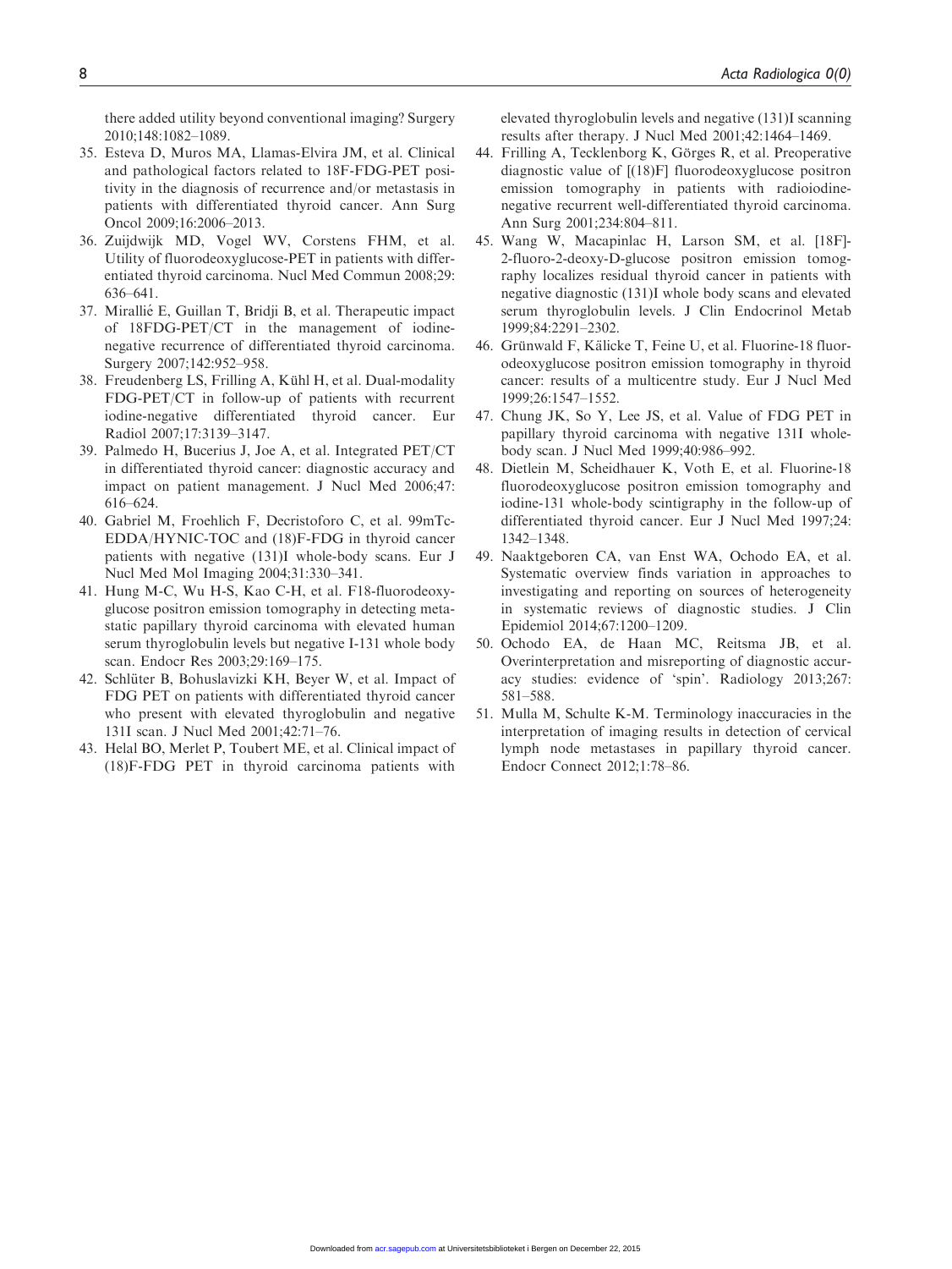there added utility beyond conventional imaging? Surgery 2010;148:1082–1089.

35. Esteva D, Muros MA, Llamas-Elvira JM, et al. Clinical and pathological factors related to 18F-FDG-PET positivity in the diagnosis of recurrence and/or metastasis in patients with differentiated thyroid cancer. Ann Surg Oncol 2009;16:2006–2013.
36. Zuijdwijk MD, Vogel WV, Corstens FHM, et al. Utility of fluorodeoxyglucose-PET in patients with differentiated thyroid carcinoma. Nucl Med Commun 2008;29: 636–641.
37. Mirallié E, Guillan T, Bridji B, et al. Therapeutic impact of 18FDG-PET/CT in the management of iodine-negative recurrence of differentiated thyroid carcinoma. Surgery 2007;142:952–958.
38. Freudenberg LS, Frilling A, Kühl H, et al. Dual-modality FDG-PET/CT in follow-up of patients with recurrent iodine-negative differentiated thyroid cancer. Eur Radiol 2007;17:3139–3147.
39. Palmedo H, Bucerius J, Joe A, et al. Integrated PET/CT in differentiated thyroid cancer: diagnostic accuracy and impact on patient management. J Nucl Med 2006;47: 616–624.
40. Gabriel M, Froehlich F, Decristoforo C, et al. 99mTc-EDDA/HYNIC-TOC and (18)F-FDG in thyroid cancer patients with negative (131)I whole-body scans. Eur J Nucl Med Mol Imaging 2004;31:330–341.
41. Hung M-C, Wu H-S, Kao C-H, et al. F18-fluorodeoxyglucose positron emission tomography in detecting metastatic papillary thyroid carcinoma with elevated human serum thyroglobulin levels but negative I-131 whole body scan. Endocr Res 2003;29:169–175.
42. Schlüter B, Bohuslavizki KH, Beyer W, et al. Impact of FDG PET on patients with differentiated thyroid cancer who present with elevated thyroglobulin and negative 131I scan. J Nucl Med 2001;42:71–76.
43. Helal BO, Merlet P, Toubert ME, et al. Clinical impact of (18)F-FDG PET in thyroid carcinoma patients with elevated thyroglobulin levels and negative (131)I scanning results after therapy. J Nucl Med 2001;42:1464–1469.
44. Frilling A, Tecklenborg K, Görges R, et al. Preoperative diagnostic value of [(18)F] fluorodeoxyglucose positron emission tomography in patients with radioiodine-negative recurrent well-differentiated thyroid carcinoma. Ann Surg 2001;234:804–811.
45. Wang W, Macapinlac H, Larson SM, et al. [18F]-2-fluoro-2-deoxy-D-glucose positron emission tomography localizes residual thyroid cancer in patients with negative diagnostic (131)I whole body scans and elevated serum thyroglobulin levels. J Clin Endocrinol Metab 1999;84:2291–2302.
46. Grünwald F, Kälicke T, Feine U, et al. Fluorine-18 fluorodeoxyglucose positron emission tomography in thyroid cancer: results of a multicentre study. Eur J Nucl Med 1999;26:1547–1552.
47. Chung JK, So Y, Lee JS, et al. Value of FDG PET in papillary thyroid carcinoma with negative 131I whole-body scan. J Nucl Med 1999;40:986–992.
48. Dietlein M, Scheidhauer K, Voth E, et al. Fluorine-18 fluorodeoxyglucose positron emission tomography and iodine-131 whole-body scintigraphy in the follow-up of differentiated thyroid cancer. Eur J Nucl Med 1997;24: 1342–1348.
49. Naaktgeboren CA, van Enst WA, Ochodo EA, et al. Systematic overview finds variation in approaches to investigating and reporting on sources of heterogeneity in systematic reviews of diagnostic studies. J Clin Epidemiol 2014;67:1200–1209.
50. Ochodo EA, de Haan MC, Reitsma JB, et al. Overinterpretation and misreporting of diagnostic accuracy studies: evidence of 'spin'. Radiology 2013;267: 581–588.
51. Mulla M, Schulte K-M. Terminology inaccuracies in the interpretation of imaging results in detection of cervical lymph node metastases in papillary thyroid cancer. Endocr Connect 2012;1:78–86.